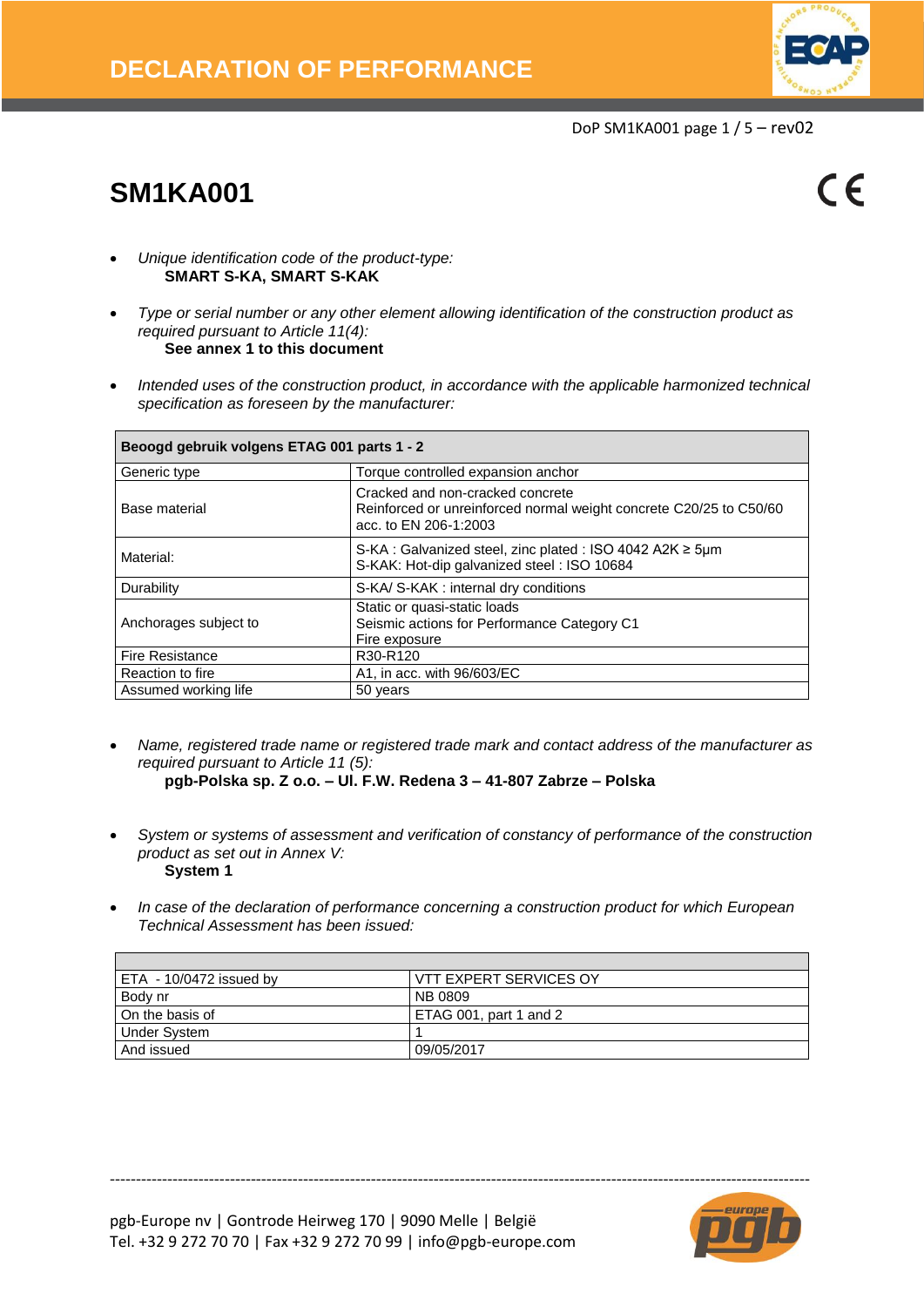# DECLARATION OF PERFORMANCE

## SM1KA001

- *Unique identification code of the product-type:*
  **SMART S-KA, SMART S-KAK**

- *Type or serial number or any other element allowing identification of the construction product as required pursuant to Article 11(4):*
  **See annex 1 to this document**

- *Intended uses of the construction product, in accordance with the applicable harmonized technical specification as foreseen by the manufacturer:*

| **Beoogd gebruik volgens ETAG 001 parts 1 - 2** | |
|---|---|
| Generic type | Torque controlled expansion anchor |
| Base material | Cracked and non-cracked concrete<br>Reinforced or unreinforced normal weight concrete C20/25 to C50/60 acc. to EN 206-1:2003 |
| Material: | S-KA : Galvanized steel, zinc plated : ISO 4042 A2K ≥ 5µm<br>S-KAK: Hot-dip galvanized steel : ISO 10684 |
| Durability | S-KA/ S-KAK : internal dry conditions |
| Anchorages subject to | Static or quasi-static loads<br>Seismic actions for Performance Category C1<br>Fire exposure |
| Fire Resistance | R30-R120 |
| Reaction to fire | A1, in acc. with 96/603/EC |
| Assumed working life | 50 years |

- *Name, registered trade name or registered trade mark and contact address of the manufacturer as required pursuant to Article 11 (5):*
  **pgb-Polska sp. Z o.o. – Ul. F.W. Redena 3 – 41-807 Zabrze – Polska**

- *System or systems of assessment and verification of constancy of performance of the construction product as set out in Annex V:*
  **System 1**

- *In case of the declaration of performance concerning a construction product for which European Technical Assessment has been issued:*

| | |
|---|---|
| ETA - 10/0472 issued by | VTT EXPERT SERVICES OY |
| Body nr | NB 0809 |
| On the basis of | ETAG 001, part 1 and 2 |
| Under System | 1 |
| And issued | 09/05/2017 |

pgb-Europe nv | Gontrode Heirweg 170 | 9090 Melle | België
Tel. +32 9 272 70 70 | Fax +32 9 272 70 99 | info@pgb-europe.com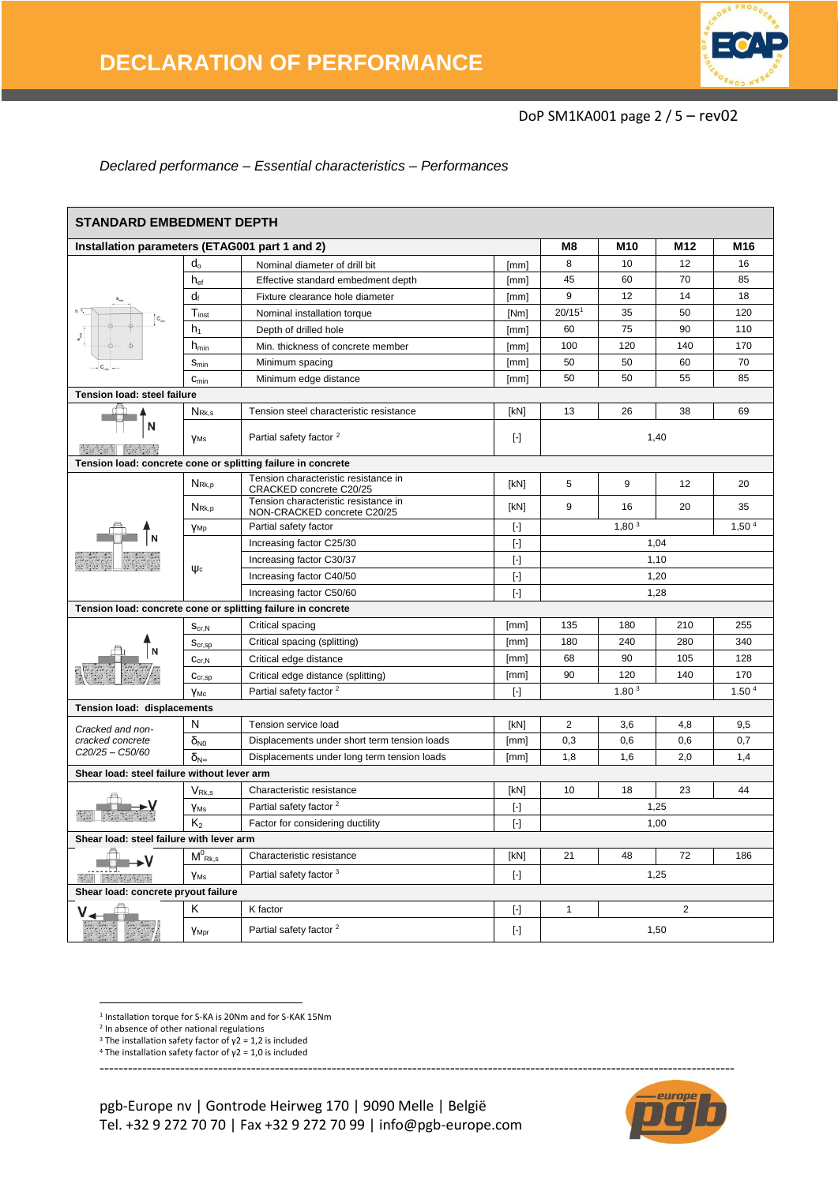DoP SM1KA001 page 2 / 5 – rev02

*Declared performance – Essential characteristics – Performances*

## STANDARD EMBEDMENT DEPTH

| Installation parameters (ETAG001 part 1 and 2) | | | | M8 | M10 | M12 | M16 |
|---|---|---|---|---|---|---|---|
| | $d_o$ | Nominal diameter of drill bit | [mm] | 8 | 10 | 12 | 16 |
| | $h_{ef}$ | Effective standard embedment depth | [mm] | 45 | 60 | 70 | 85 |
| | $d_f$ | Fixture clearance hole diameter | [mm] | 9 | 12 | 14 | 18 |
| | $T_{inst}$ | Nominal installation torque | [Nm] | 20/15[1] | 35 | 50 | 120 |
| | $h_1$ | Depth of drilled hole | [mm] | 60 | 75 | 90 | 110 |
| | $h_{min}$ | Min. thickness of concrete member | [mm] | 100 | 120 | 140 | 170 |
| | $s_{min}$ | Minimum spacing | [mm] | 50 | 50 | 60 | 70 |
| | $c_{min}$ | Minimum edge distance | [mm] | 50 | 50 | 55 | 85 |
| **Tension load: steel failure** | | | | | | | |
| | $N_{Rk,s}$ | Tension steel characteristic resistance | [kN] | 13 | 26 | 38 | 69 |
| | $\gamma_{Ms}$ | Partial safety factor [2] | [-] | 1,40 | | | |
| **Tension load: concrete cone or splitting failure in concrete** | | | | | | | |
| | $N_{Rk,p}$ | Tension characteristic resistance in CRACKED concrete C20/25 | [kN] | 5 | 9 | 12 | 20 |
| | $N_{Rk,p}$ | Tension characteristic resistance in NON-CRACKED concrete C20/25 | [kN] | 9 | 16 | 20 | 35 |
| | $\gamma_{Mp}$ | Partial safety factor | [-] | 1,80 [3] | | | 1,50 [4] |
| | $\psi_c$ | Increasing factor C25/30 | [-] | 1,04 | | | |
| | | Increasing factor C30/37 | [-] | 1,10 | | | |
| | | Increasing factor C40/50 | [-] | 1,20 | | | |
| | | Increasing factor C50/60 | [-] | 1,28 | | | |
| **Tension load: concrete cone or splitting failure in concrete** | | | | | | | |
| | $s_{cr,N}$ | Critical spacing | [mm] | 135 | 180 | 210 | 255 |
| | $s_{cr,sp}$ | Critical spacing (splitting) | [mm] | 180 | 240 | 280 | 340 |
| | $c_{cr,N}$ | Critical edge distance | [mm] | 68 | 90 | 105 | 128 |
| | $c_{cr,sp}$ | Critical edge distance (splitting) | [mm] | 90 | 120 | 140 | 170 |
| | $\gamma_{Mc}$ | Partial safety factor [2] | [-] | 1.80 [3] | | | 1.50 [4] |
| **Tension load: displacements** | | | | | | | |
| *Cracked and non-cracked concrete C20/25 – C50/60* | N | Tension service load | [kN] | 2 | 3,6 | 4,8 | 9,5 |
| | $\delta_{N0}$ | Displacements under short term tension loads | [mm] | 0,3 | 0,6 | 0,6 | 0,7 |
| | $\delta_{N\infty}$ | Displacements under long term tension loads | [mm] | 1,8 | 1,6 | 2,0 | 1,4 |
| **Shear load: steel failure without lever arm** | | | | | | | |
| | $V_{Rk,s}$ | Characteristic resistance | [kN] | 10 | 18 | 23 | 44 |
| | $\gamma_{Ms}$ | Partial safety factor [2] | [-] | 1,25 | | | |
| | $K_2$ | Factor for considering ductility | [-] | 1,00 | | | |
| **Shear load: steel failure with lever arm** | | | | | | | |
| | $M^0_{Rk,s}$ | Characteristic resistance | [kN] | 21 | 48 | 72 | 186 |
| | $\gamma_{Ms}$ | Partial safety factor [3] | [-] | 1,25 | | | |
| **Shear load: concrete pryout failure** | | | | | | | |
| | K | K factor | [-] | 1 | 2 | | |
| | $\gamma_{Mpr}$ | Partial safety factor [2] | [-] | 1,50 | | | |

[1] Installation torque for S-KA is 20Nm and for S-KAK 15Nm
[2] In absence of other national regulations
[3] The installation safety factor of γ2 = 1,2 is included
[4] The installation safety factor of γ2 = 1,0 is included

pgb-Europe nv | Gontrode Heirweg 170 | 9090 Melle | België
Tel. +32 9 272 70 70 | Fax +32 9 272 70 99 | info@pgb-europe.com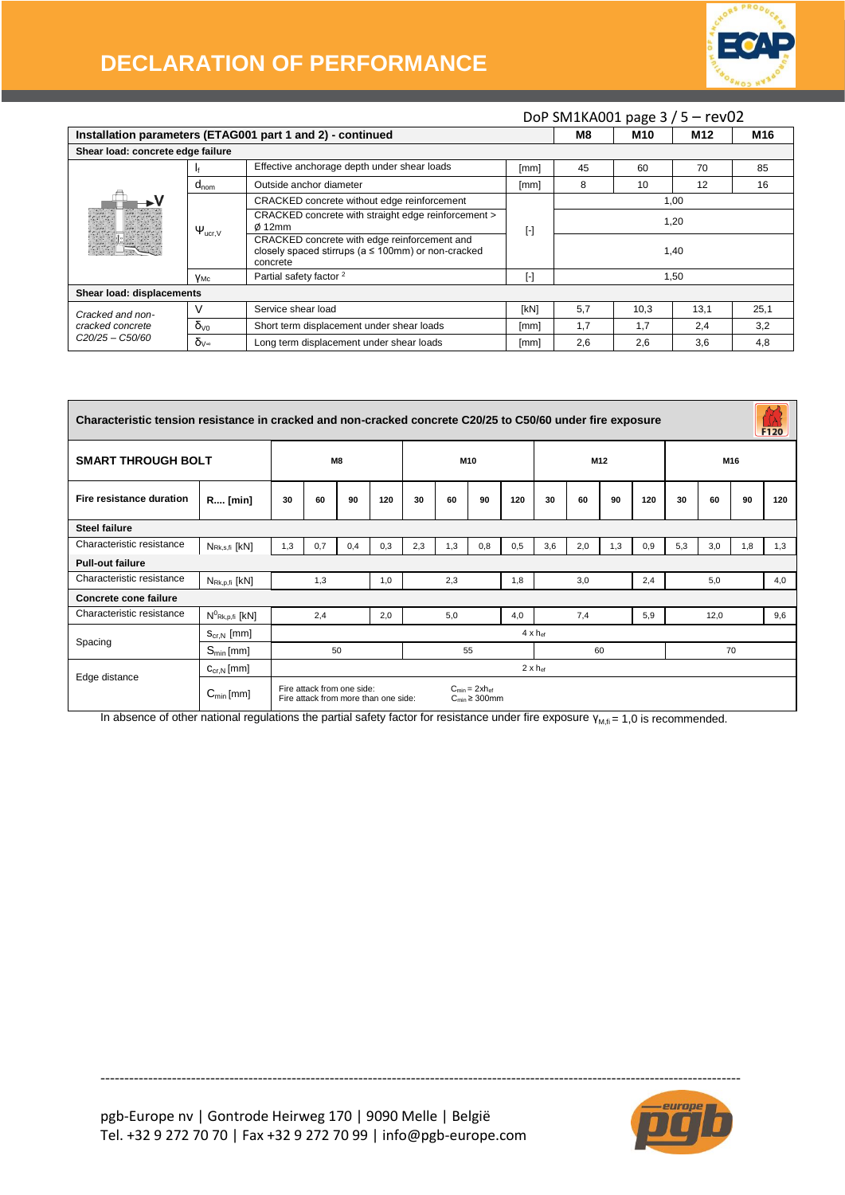# DECLARATION OF PERFORMANCE

DoP SM1KA001 page 3 / 5 – rev02

| Installation parameters (ETAG001 part 1 and 2) - continued | | | | M8 | M10 | M12 | M16 |
|---|---|---|---|---|---|---|---|
| **Shear load: concrete edge failure** | | | | | | | |
| | $l_f$ | Effective anchorage depth under shear loads | [mm] | 45 | 60 | 70 | 85 |
| | $d_{nom}$ | Outside anchor diameter | [mm] | 8 | 10 | 12 | 16 |
| | $\Psi_{ucr,V}$ | CRACKED concrete without edge reinforcement | [-] | 1,00 | | | |
| | | CRACKED concrete with straight edge reinforcement > Ø 12mm | | 1,20 | | | |
| | | CRACKED concrete with edge reinforcement and closely spaced stirrups (a ≤ 100mm) or non-cracked concrete | | 1,40 | | | |
| | $\gamma_{Mc}$ | Partial safety factor [2] | [-] | 1,50 | | | |
| **Shear load: displacements** | | | | | | | |
| *Cracked and non-cracked concrete C20/25 – C50/60* | V | Service shear load | [kN] | 5,7 | 10,3 | 13,1 | 25,1 |
| | $\delta_{V0}$ | Short term displacement under shear loads | [mm] | 1,7 | 1,7 | 2,4 | 3,2 |
| | $\delta_{V\infty}$ | Long term displacement under shear loads | [mm] | 2,6 | 2,6 | 3,6 | 4,8 |

**Characteristic tension resistance in cracked and non-cracked concrete C20/25 to C50/60 under fire exposure**

| **SMART THROUGH BOLT** | | **M8** | | | | **M10** | | | | **M12** | | | | **M16** | | | |
|---|---|---|---|---|---|---|---|---|---|---|---|---|---|---|---|---|---|
| **Fire resistance duration** | **R.... [min]** | 30 | 60 | 90 | 120 | 30 | 60 | 90 | 120 | 30 | 60 | 90 | 120 | 30 | 60 | 90 | 120 |
| **Steel failure** | | | | | | | | | | | | | | | | | |
| Characteristic resistance | $N_{Rk,s,fi}$ [kN] | 1,3 | 0,7 | 0,4 | 0,3 | 2,3 | 1,3 | 0,8 | 0,5 | 3,6 | 2,0 | 1,3 | 0,9 | 5,3 | 3,0 | 1,8 | 1,3 |
| **Pull-out failure** | | | | | | | | | | | | | | | | | |
| Characteristic resistance | $N_{Rk,p,fi}$ [kN] | 1,3 | | | 1,0 | 2,3 | | | 1,8 | 3,0 | | | 2,4 | 5,0 | | | 4,0 |
| **Concrete cone failure** | | | | | | | | | | | | | | | | | |
| Characteristic resistance | $N^0_{Rk,p,fi}$ [kN] | 2,4 | | | 2,0 | 5,0 | | | 4,0 | 7,4 | | | 5,9 | 12,0 | | | 9,6 |
| Spacing | $S_{cr,N}$ [mm] | $4 \times h_{ef}$ | | | | | | | | | | | | | | | |
| | $S_{min}$ [mm] | 50 | | | | 55 | | | | 60 | | | | 70 | | | |
| Edge distance | $C_{cr,N}$ [mm] | $2 \times h_{ef}$ | | | | | | | | | | | | | | | |
| | $C_{min}$ [mm] | Fire attack from one side: $C_{min} = 2xh_{ef}$; Fire attack from more than one side: $C_{min} \geq 300$mm | | | | | | | | | | | | | | | |

In absence of other national regulations the partial safety factor for resistance under fire exposure $\gamma_{M,fi} = 1,0$ is recommended.

pgb-Europe nv | Gontrode Heirweg 170 | 9090 Melle | België
Tel. +32 9 272 70 70 | Fax +32 9 272 70 99 | info@pgb-europe.com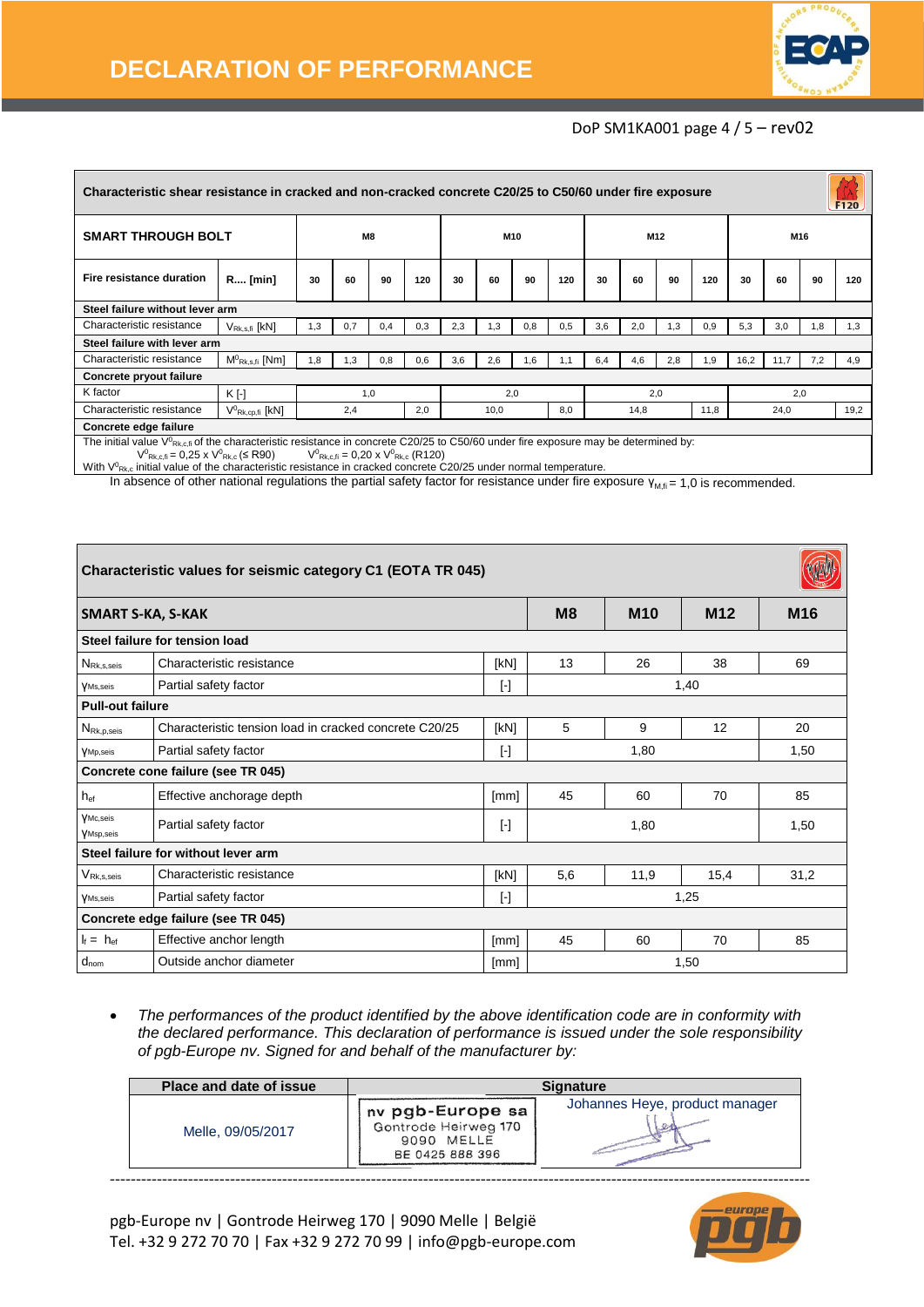# DECLARATION OF PERFORMANCE

DoP SM1KA001 page 4 / 5 – rev02

| Characteristic shear resistance in cracked and non-cracked concrete C20/25 to C50/60 under fire exposure | | | | | | | | | | | | | | | | | |
|---|---|---|---|---|---|---|---|---|---|---|---|---|---|---|---|---|---|
| **SMART THROUGH BOLT** | | M8 | | | | M10 | | | | M12 | | | | M16 | | | |
| **Fire resistance duration** | **R.... [min]** | 30 | 60 | 90 | 120 | 30 | 60 | 90 | 120 | 30 | 60 | 90 | 120 | 30 | 60 | 90 | 120 |
| **Steel failure without lever arm** | | | | | | | | | | | | | | | | | |
| Characteristic resistance | $V_{Rk,s,fi}$ [kN] | 1,3 | 0,7 | 0,4 | 0,3 | 2,3 | 1,3 | 0,8 | 0,5 | 3,6 | 2,0 | 1,3 | 0,9 | 5,3 | 3,0 | 1,8 | 1,3 |
| **Steel failure with lever arm** | | | | | | | | | | | | | | | | | |
| Characteristic resistance | $M^0_{Rk,s,fi}$ [Nm] | 1,8 | 1,3 | 0,8 | 0,6 | 3,6 | 2,6 | 1,6 | 1,1 | 6,4 | 4,6 | 2,8 | 1,9 | 16,2 | 11,7 | 7,2 | 4,9 |
| **Concrete pryout failure** | | | | | | | | | | | | | | | | | |
| K factor | K [-] | 1,0 | | | | 2,0 | | | | 2,0 | | | | 2,0 | | | |
| Characteristic resistance | $V^0_{Rk,cp,fi}$ [kN] | 2,4 | | | 2,0 | 10,0 | | | 8,0 | 14,8 | | | 11,8 | 24,0 | | | 19,2 |
| **Concrete edge failure** | | | | | | | | | | | | | | | | | |

The initial value $V^0_{Rk,c,fi}$ of the characteristic resistance in concrete C20/25 to C50/60 under fire exposure may be determined by:
$V^0_{Rk,c,fi} = 0,25 \times V^0_{Rk,c}$ (≤ R90)  $V^0_{Rk,c,fi} = 0,20 \times V^0_{Rk,c}$ (R120)
With $V^0_{Rk,c}$ initial value of the characteristic resistance in cracked concrete C20/25 under normal temperature.

In absence of other national regulations the partial safety factor for resistance under fire exposure $\gamma_{M,fi} = 1,0$ is recommended.

| Characteristic values for seismic category C1 (EOTA TR 045) | | | | | | |
|---|---|---|---|---|---|---|
| **SMART S-KA, S-KAK** | | | **M8** | **M10** | **M12** | **M16** |
| **Steel failure for tension load** | | | | | | |
| $N_{Rk,s,seis}$ | Characteristic resistance | [kN] | 13 | 26 | 38 | 69 |
| $\gamma_{Ms,seis}$ | Partial safety factor | [-] | 1,40 | | | |
| **Pull-out failure** | | | | | | |
| $N_{Rk,p,seis}$ | Characteristic tension load in cracked concrete C20/25 | [kN] | 5 | 9 | 12 | 20 |
| $\gamma_{Mp,seis}$ | Partial safety factor | [-] | 1,80 | | | 1,50 |
| **Concrete cone failure (see TR 045)** | | | | | | |
| $h_{ef}$ | Effective anchorage depth | [mm] | 45 | 60 | 70 | 85 |
| $\gamma_{Mc,seis}$ $\gamma_{Msp,seis}$ | Partial safety factor | [-] | 1,80 | | | 1,50 |
| **Steel failure for without lever arm** | | | | | | |
| $V_{Rk,s,seis}$ | Characteristic resistance | [kN] | 5,6 | 11,9 | 15,4 | 31,2 |
| $\gamma_{Ms,seis}$ | Partial safety factor | [-] | 1,25 | | | |
| **Concrete edge failure (see TR 045)** | | | | | | |
| $l_f = h_{ef}$ | Effective anchor length | [mm] | 45 | 60 | 70 | 85 |
| $d_{nom}$ | Outside anchor diameter | [mm] | 1,50 | | | |

- *The performances of the product identified by the above identification code are in conformity with the declared performance. This declaration of performance is issued under the sole responsibility of pgb-Europe nv. Signed for and behalf of the manufacturer by:*

| Place and date of issue | Signature |
|---|---|
| Melle, 09/05/2017 | nv pgb-Europe sa, Gontrode Heirweg 170, 9090 MELLE, BE 0425 888 396 — Johannes Heye, product manager |

pgb-Europe nv | Gontrode Heirweg 170 | 9090 Melle | België
Tel. +32 9 272 70 70 | Fax +32 9 272 70 99 | info@pgb-europe.com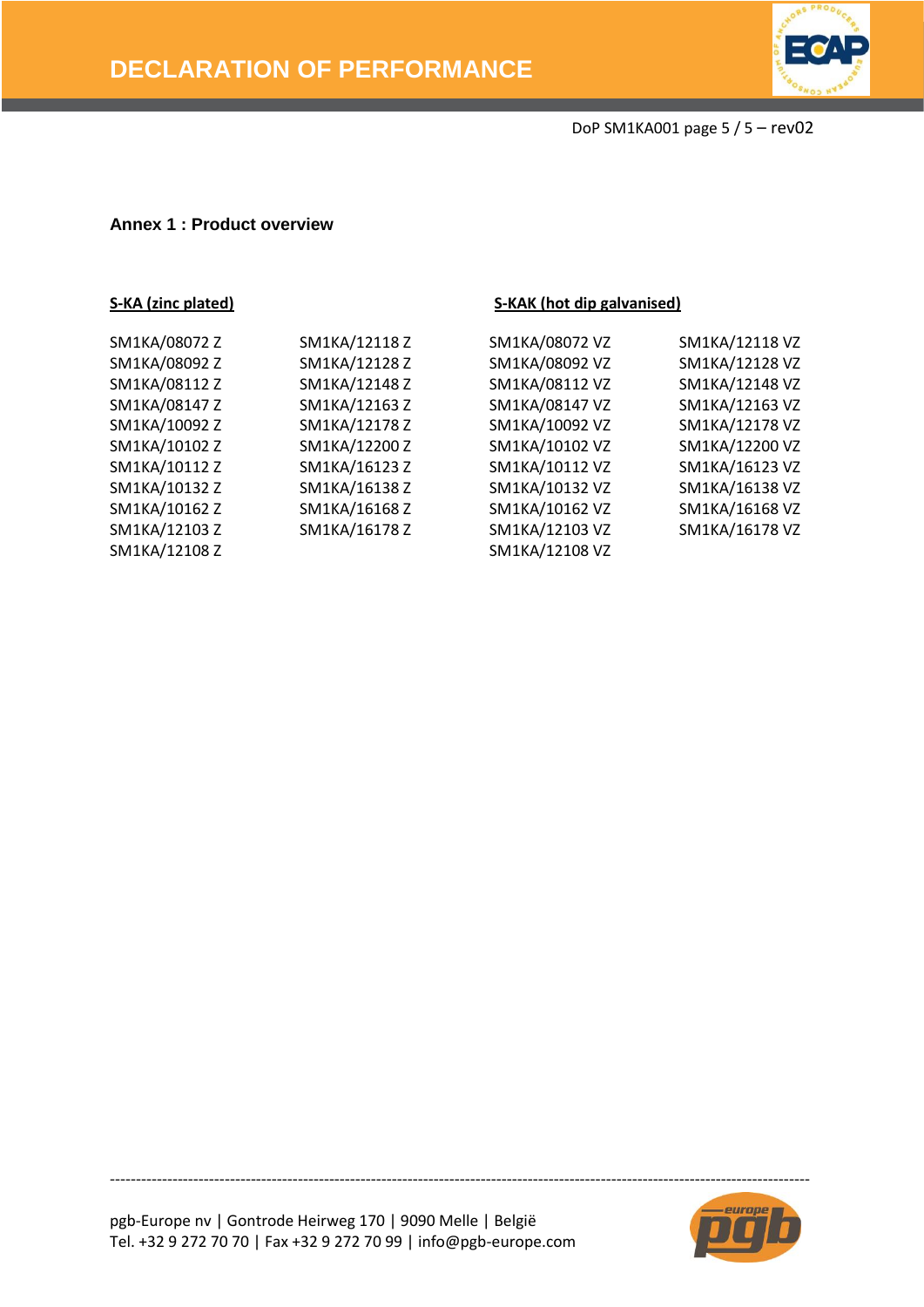## Annex 1 : Product overview

**S-KA (zinc plated)**

SM1KA/08072 Z
SM1KA/08092 Z
SM1KA/08112 Z
SM1KA/08147 Z
SM1KA/10092 Z
SM1KA/10102 Z
SM1KA/10112 Z
SM1KA/10132 Z
SM1KA/10162 Z
SM1KA/12103 Z
SM1KA/12108 Z
SM1KA/12118 Z
SM1KA/12128 Z
SM1KA/12148 Z
SM1KA/12163 Z
SM1KA/12178 Z
SM1KA/12200 Z
SM1KA/16123 Z
SM1KA/16138 Z
SM1KA/16168 Z
SM1KA/16178 Z

**S-KAK (hot dip galvanised)**

SM1KA/08072 VZ
SM1KA/08092 VZ
SM1KA/08112 VZ
SM1KA/08147 VZ
SM1KA/10092 VZ
SM1KA/10102 VZ
SM1KA/10112 VZ
SM1KA/10132 VZ
SM1KA/10162 VZ
SM1KA/12103 VZ
SM1KA/12108 VZ
SM1KA/12118 VZ
SM1KA/12128 VZ
SM1KA/12148 VZ
SM1KA/12163 VZ
SM1KA/12178 VZ
SM1KA/12200 VZ
SM1KA/16123 VZ
SM1KA/16138 VZ
SM1KA/16168 VZ
SM1KA/16178 VZ